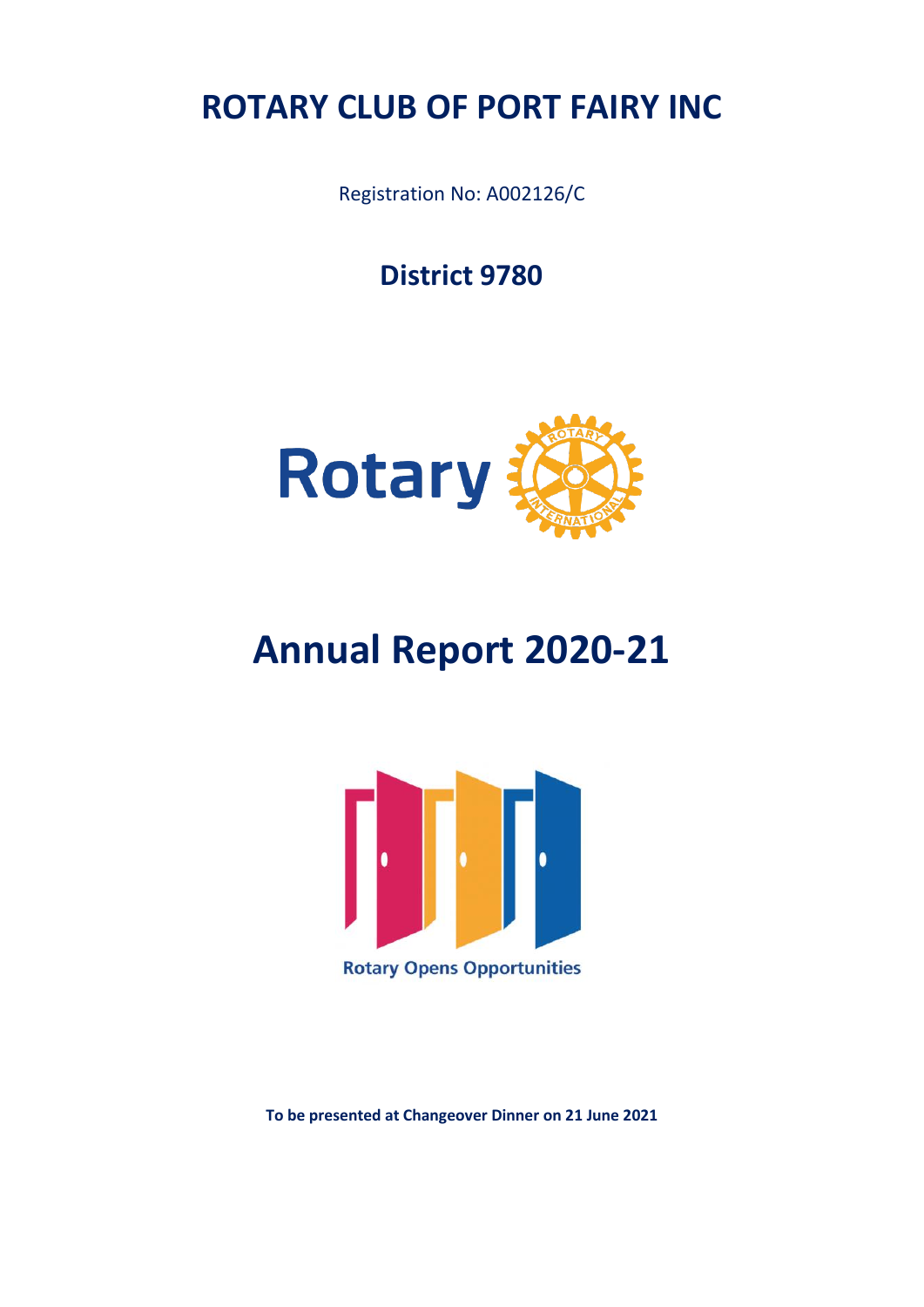# ROTARY CLUB OF PORT FAIRY INC

Registration No: A002126/C

## District 9780

# Annual Report 2020-21

Rotary Opens Opportunities

**To be presented at Changeover Dinner on 21 June 2021**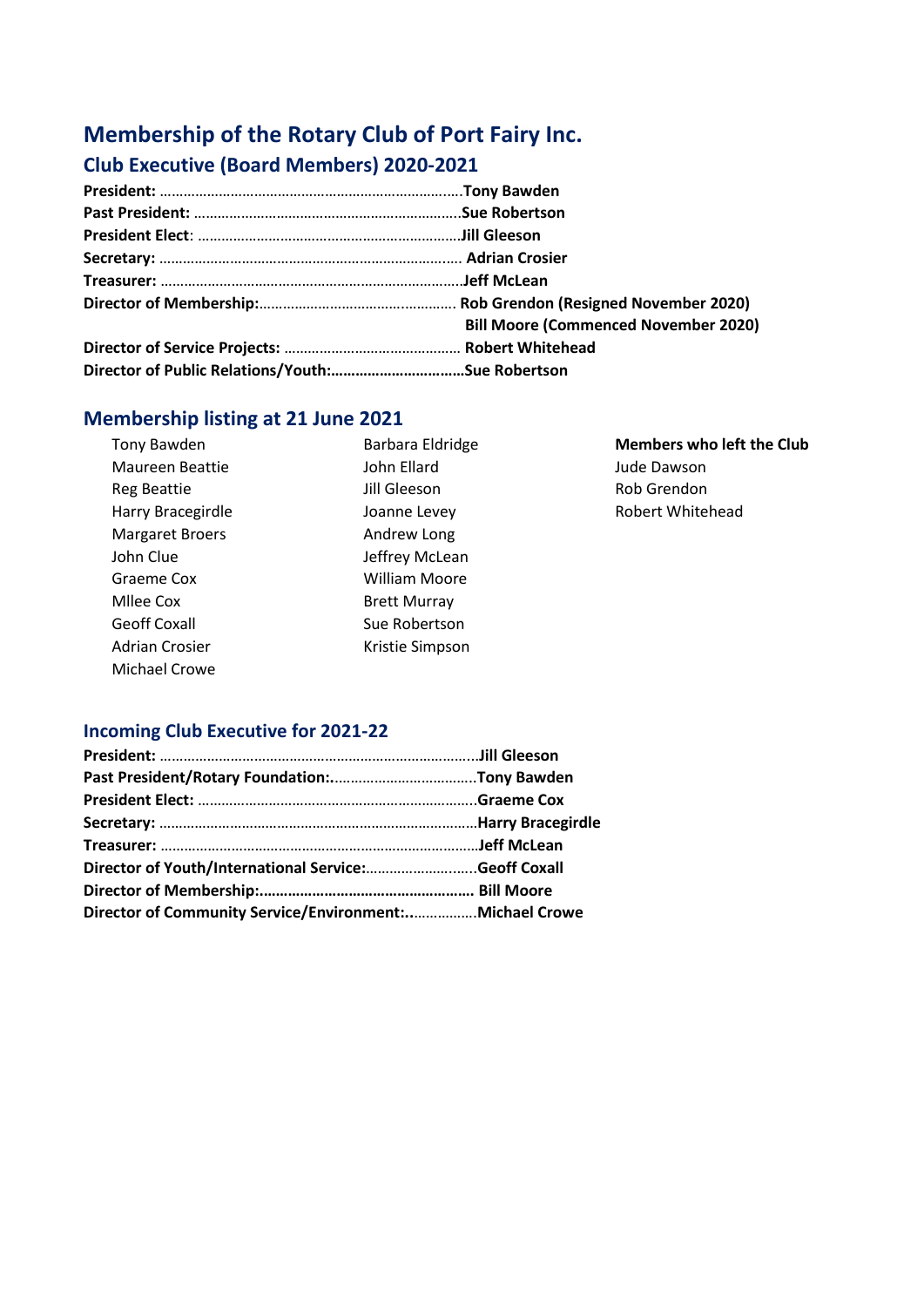# Membership of the Rotary Club of Port Fairy Inc.

## Club Executive (Board Members) 2020-2021

**President:** ……………………………………………………………….Tony Bawden
**Past President:** …………………………………………………………Sue Robertson
**President Elect**: …………………………………………………………Jill Gleeson
**Secretary:** ………………………………………………………………… Adrian Crosier
**Treasurer:** …………………………………………………………………Jeff McLean
**Director of Membership:**…………………………………………… Rob Grendon (Resigned November 2020)
**Bill Moore (Commenced November 2020)**
**Director of Service Projects:** ……………………………………… Robert Whitehead
**Director of Public Relations/Youth:**……………………………Sue Robertson

## Membership listing at 21 June 2021

- Tony Bawden
- Maureen Beattie
- Reg Beattie
- Harry Bracegirdle
- Margaret Broers
- John Clue
- Graeme Cox
- Mllee Cox
- Geoff Coxall
- Adrian Crosier
- Michael Crowe
- Barbara Eldridge
- John Ellard
- Jill Gleeson
- Joanne Levey
- Andrew Long
- Jeffrey McLean
- William Moore
- Brett Murray
- Sue Robertson
- Kristie Simpson

**Members who left the Club**

- Jude Dawson
- Rob Grendon
- Robert Whitehead

## Incoming Club Executive for 2021-22

**President:** ……………………………………………………………………Jill Gleeson
**Past President/Rotary Foundation:**………………………………Tony Bawden
**President Elect:** ……………………………………………………………Graeme Cox
**Secretary:** ………………………………………………………………………Harry Bracegirdle
**Treasurer:** ………………………………………………………………………Jeff McLean
**Director of Youth/International Service:**………………………Geoff Coxall
**Director of Membership:**…………………………………………… Bill Moore
**Director of Community Service/Environment:**……………….Michael Crowe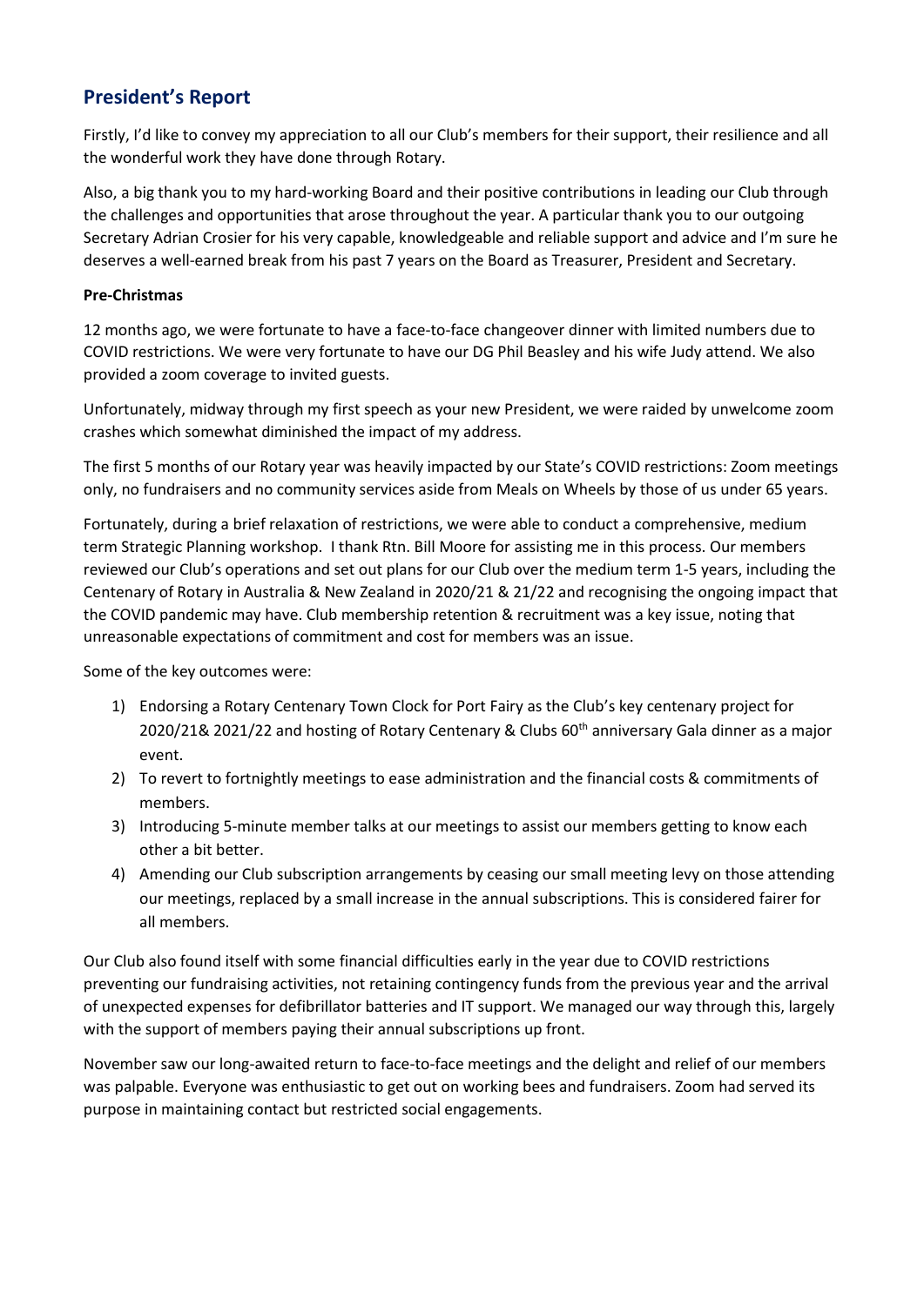## President's Report

Firstly, I'd like to convey my appreciation to all our Club's members for their support, their resilience and all the wonderful work they have done through Rotary.

Also, a big thank you to my hard-working Board and their positive contributions in leading our Club through the challenges and opportunities that arose throughout the year. A particular thank you to our outgoing Secretary Adrian Crosier for his very capable, knowledgeable and reliable support and advice and I'm sure he deserves a well-earned break from his past 7 years on the Board as Treasurer, President and Secretary.

**Pre-Christmas**

12 months ago, we were fortunate to have a face-to-face changeover dinner with limited numbers due to COVID restrictions. We were very fortunate to have our DG Phil Beasley and his wife Judy attend. We also provided a zoom coverage to invited guests.

Unfortunately, midway through my first speech as your new President, we were raided by unwelcome zoom crashes which somewhat diminished the impact of my address.

The first 5 months of our Rotary year was heavily impacted by our State's COVID restrictions: Zoom meetings only, no fundraisers and no community services aside from Meals on Wheels by those of us under 65 years.

Fortunately, during a brief relaxation of restrictions, we were able to conduct a comprehensive, medium term Strategic Planning workshop. I thank Rtn. Bill Moore for assisting me in this process. Our members reviewed our Club's operations and set out plans for our Club over the medium term 1-5 years, including the Centenary of Rotary in Australia & New Zealand in 2020/21 & 21/22 and recognising the ongoing impact that the COVID pandemic may have. Club membership retention & recruitment was a key issue, noting that unreasonable expectations of commitment and cost for members was an issue.

Some of the key outcomes were:

1) Endorsing a Rotary Centenary Town Clock for Port Fairy as the Club's key centenary project for 2020/21& 2021/22 and hosting of Rotary Centenary & Clubs 60th anniversary Gala dinner as a major event.
2) To revert to fortnightly meetings to ease administration and the financial costs & commitments of members.
3) Introducing 5-minute member talks at our meetings to assist our members getting to know each other a bit better.
4) Amending our Club subscription arrangements by ceasing our small meeting levy on those attending our meetings, replaced by a small increase in the annual subscriptions. This is considered fairer for all members.

Our Club also found itself with some financial difficulties early in the year due to COVID restrictions preventing our fundraising activities, not retaining contingency funds from the previous year and the arrival of unexpected expenses for defibrillator batteries and IT support. We managed our way through this, largely with the support of members paying their annual subscriptions up front.

November saw our long-awaited return to face-to-face meetings and the delight and relief of our members was palpable. Everyone was enthusiastic to get out on working bees and fundraisers. Zoom had served its purpose in maintaining contact but restricted social engagements.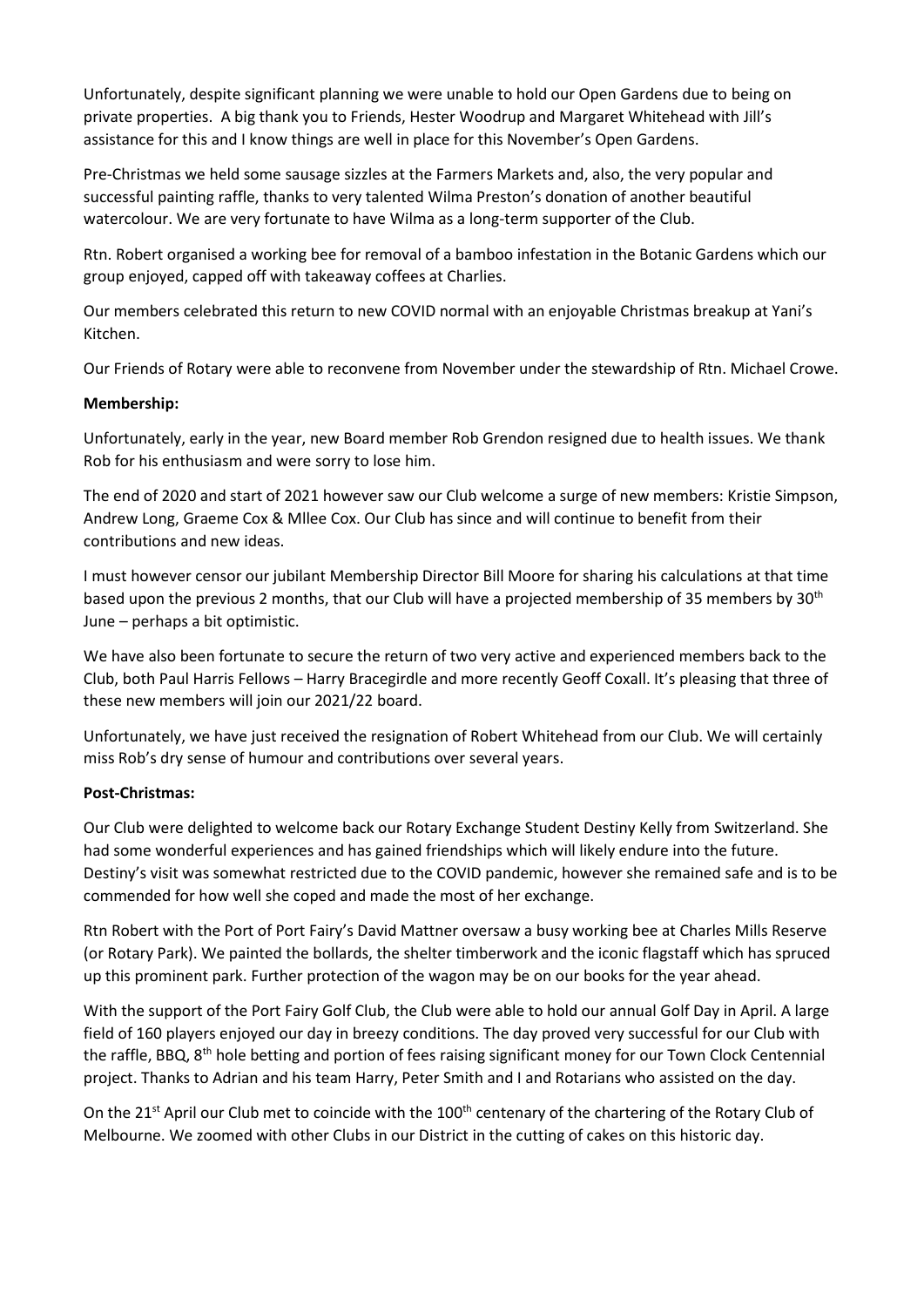Unfortunately, despite significant planning we were unable to hold our Open Gardens due to being on private properties. A big thank you to Friends, Hester Woodrup and Margaret Whitehead with Jill's assistance for this and I know things are well in place for this November's Open Gardens.

Pre-Christmas we held some sausage sizzles at the Farmers Markets and, also, the very popular and successful painting raffle, thanks to very talented Wilma Preston's donation of another beautiful watercolour. We are very fortunate to have Wilma as a long-term supporter of the Club.

Rtn. Robert organised a working bee for removal of a bamboo infestation in the Botanic Gardens which our group enjoyed, capped off with takeaway coffees at Charlies.

Our members celebrated this return to new COVID normal with an enjoyable Christmas breakup at Yani's Kitchen.

Our Friends of Rotary were able to reconvene from November under the stewardship of Rtn. Michael Crowe.

**Membership:**

Unfortunately, early in the year, new Board member Rob Grendon resigned due to health issues. We thank Rob for his enthusiasm and were sorry to lose him.

The end of 2020 and start of 2021 however saw our Club welcome a surge of new members: Kristie Simpson, Andrew Long, Graeme Cox & Mllee Cox. Our Club has since and will continue to benefit from their contributions and new ideas.

I must however censor our jubilant Membership Director Bill Moore for sharing his calculations at that time based upon the previous 2 months, that our Club will have a projected membership of 35 members by 30th June – perhaps a bit optimistic.

We have also been fortunate to secure the return of two very active and experienced members back to the Club, both Paul Harris Fellows – Harry Bracegirdle and more recently Geoff Coxall. It's pleasing that three of these new members will join our 2021/22 board.

Unfortunately, we have just received the resignation of Robert Whitehead from our Club. We will certainly miss Rob's dry sense of humour and contributions over several years.

**Post-Christmas:**

Our Club were delighted to welcome back our Rotary Exchange Student Destiny Kelly from Switzerland. She had some wonderful experiences and has gained friendships which will likely endure into the future. Destiny's visit was somewhat restricted due to the COVID pandemic, however she remained safe and is to be commended for how well she coped and made the most of her exchange.

Rtn Robert with the Port of Port Fairy's David Mattner oversaw a busy working bee at Charles Mills Reserve (or Rotary Park). We painted the bollards, the shelter timberwork and the iconic flagstaff which has spruced up this prominent park. Further protection of the wagon may be on our books for the year ahead.

With the support of the Port Fairy Golf Club, the Club were able to hold our annual Golf Day in April. A large field of 160 players enjoyed our day in breezy conditions. The day proved very successful for our Club with the raffle, BBQ, 8th hole betting and portion of fees raising significant money for our Town Clock Centennial project. Thanks to Adrian and his team Harry, Peter Smith and I and Rotarians who assisted on the day.

On the 21st April our Club met to coincide with the 100th centenary of the chartering of the Rotary Club of Melbourne. We zoomed with other Clubs in our District in the cutting of cakes on this historic day.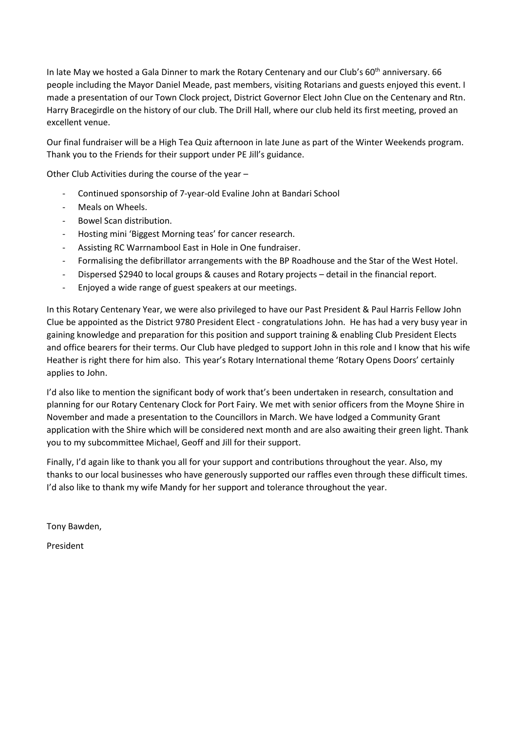In late May we hosted a Gala Dinner to mark the Rotary Centenary and our Club's 60th anniversary. 66 people including the Mayor Daniel Meade, past members, visiting Rotarians and guests enjoyed this event. I made a presentation of our Town Clock project, District Governor Elect John Clue on the Centenary and Rtn. Harry Bracegirdle on the history of our club. The Drill Hall, where our club held its first meeting, proved an excellent venue.

Our final fundraiser will be a High Tea Quiz afternoon in late June as part of the Winter Weekends program. Thank you to the Friends for their support under PE Jill's guidance.

Other Club Activities during the course of the year –

- Continued sponsorship of 7-year-old Evaline John at Bandari School
- Meals on Wheels.
- Bowel Scan distribution.
- Hosting mini 'Biggest Morning teas' for cancer research.
- Assisting RC Warrnambool East in Hole in One fundraiser.
- Formalising the defibrillator arrangements with the BP Roadhouse and the Star of the West Hotel.
- Dispersed $2940 to local groups & causes and Rotary projects – detail in the financial report.
- Enjoyed a wide range of guest speakers at our meetings.

In this Rotary Centenary Year, we were also privileged to have our Past President & Paul Harris Fellow John Clue be appointed as the District 9780 President Elect - congratulations John. He has had a very busy year in gaining knowledge and preparation for this position and support training & enabling Club President Elects and office bearers for their terms. Our Club have pledged to support John in this role and I know that his wife Heather is right there for him also. This year's Rotary International theme 'Rotary Opens Doors' certainly applies to John.

I'd also like to mention the significant body of work that's been undertaken in research, consultation and planning for our Rotary Centenary Clock for Port Fairy. We met with senior officers from the Moyne Shire in November and made a presentation to the Councillors in March. We have lodged a Community Grant application with the Shire which will be considered next month and are also awaiting their green light. Thank you to my subcommittee Michael, Geoff and Jill for their support.

Finally, I'd again like to thank you all for your support and contributions throughout the year. Also, my thanks to our local businesses who have generously supported our raffles even through these difficult times. I'd also like to thank my wife Mandy for her support and tolerance throughout the year.

Tony Bawden,

President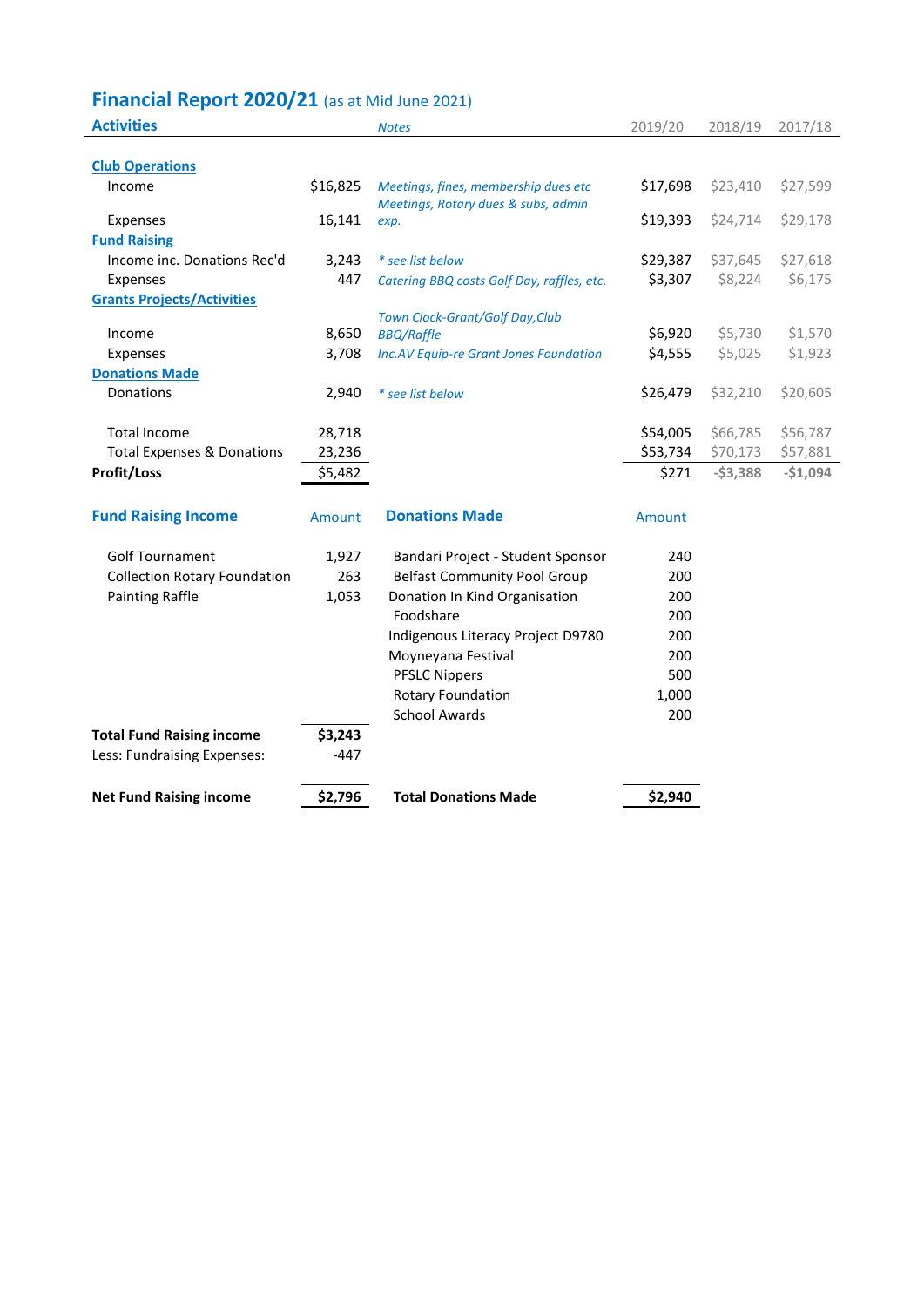## Financial Report 2020/21 (as at Mid June 2021)

| Activities | | Notes | 2019/20 | 2018/19 | 2017/18 |
|---|---|---|---|---|---|
| **Club Operations** | | | | | |
| Income | $16,825 | *Meetings, fines, membership dues etc* | $17,698 | $23,410 | $27,599 |
| Expenses | 16,141 | *Meetings, Rotary dues & subs, admin exp.* | $19,393 | $24,714 | $29,178 |
| **Fund Raising** | | | | | |
| Income inc. Donations Rec'd | 3,243 | *\* see list below* | $29,387 | $37,645 | $27,618 |
| Expenses | 447 | *Catering BBQ costs Golf Day, raffles, etc.* | $3,307 | $8,224 | $6,175 |
| **Grants Projects/Activities** | | | | | |
| Income | 8,650 | *Town Clock-Grant/Golf Day,Club BBQ/Raffle* | $6,920 | $5,730 | $1,570 |
| Expenses | 3,708 | *Inc.AV Equip-re Grant Jones Foundation* | $4,555 | $5,025 | $1,923 |
| **Donations Made** | | | | | |
| Donations | 2,940 | *\* see list below* | $26,479 | $32,210 | $20,605 |
| Total Income | 28,718 | | $54,005 | $66,785 | $56,787 |
| Total Expenses & Donations | 23,236 | | $53,734 | $70,173 | $57,881 |
| **Profit/Loss** | $5,482 | | $271 | **-$3,388** | **-$1,094** |

| Fund Raising Income | Amount | Donations Made | Amount |
|---|---|---|---|
| Golf Tournament | 1,927 | Bandari Project - Student Sponsor | 240 |
| Collection Rotary Foundation | 263 | Belfast Community Pool Group | 200 |
| Painting Raffle | 1,053 | Donation In Kind Organisation | 200 |
| | | Foodshare | 200 |
| | | Indigenous Literacy Project D9780 | 200 |
| | | Moyneyana Festival | 200 |
| | | PFSLC Nippers | 500 |
| | | Rotary Foundation | 1,000 |
| | | School Awards | 200 |
| **Total Fund Raising income** | **$3,243** | | |
| Less: Fundraising Expenses: | -447 | | |
| **Net Fund Raising income** | **$2,796** | **Total Donations Made** | **$2,940** |